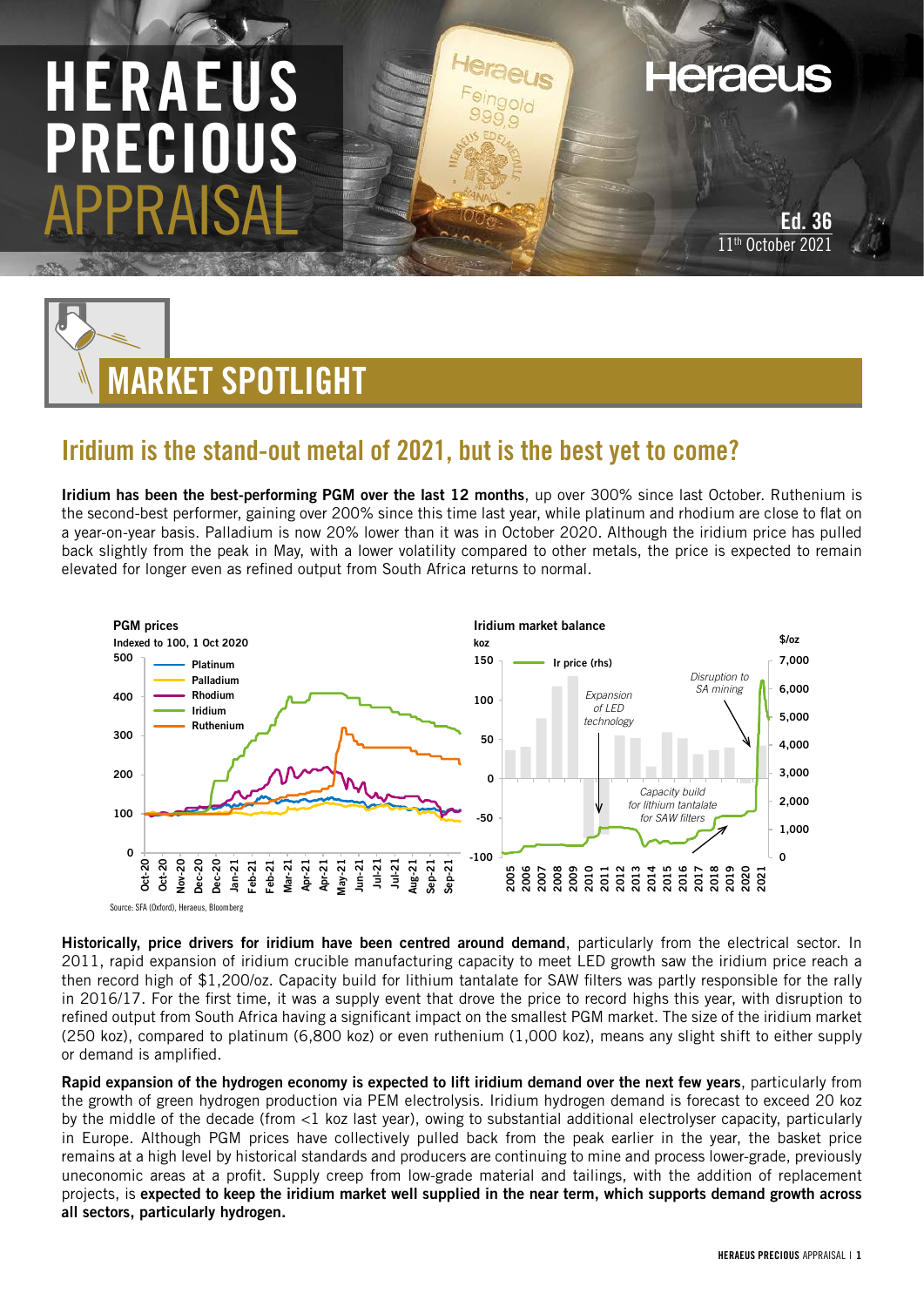# HERAEUS PRECIOUS APPRAISAL

**Ed. 36**
11th October 2021

## MARKET SPOTLIGHT

### Iridium is the stand-out metal of 2021, but is the best yet to come?

**Iridium has been the best-performing PGM over the last 12 months**, up over 300% since last October. Ruthenium is the second-best performer, gaining over 200% since this time last year, while platinum and rhodium are close to flat on a year-on-year basis. Palladium is now 20% lower than it was in October 2020. Although the iridium price has pulled back slightly from the peak in May, with a lower volatility compared to other metals, the price is expected to remain elevated for longer even as refined output from South Africa returns to normal.

Source: SFA (Oxford), Heraeus, Bloomberg

**Historically, price drivers for iridium have been centred around demand**, particularly from the electrical sector. In 2011, rapid expansion of iridium crucible manufacturing capacity to meet LED growth saw the iridium price reach a then record high of $1,200/oz. Capacity build for lithium tantalate for SAW filters was partly responsible for the rally in 2016/17. For the first time, it was a supply event that drove the price to record highs this year, with disruption to refined output from South Africa having a significant impact on the smallest PGM market. The size of the iridium market (250 koz), compared to platinum (6,800 koz) or even ruthenium (1,000 koz), means any slight shift to either supply or demand is amplified.

**Rapid expansion of the hydrogen economy is expected to lift iridium demand over the next few years**, particularly from the growth of green hydrogen production via PEM electrolysis. Iridium hydrogen demand is forecast to exceed 20 koz by the middle of the decade (from <1 koz last year), owing to substantial additional electrolyser capacity, particularly in Europe. Although PGM prices have collectively pulled back from the peak earlier in the year, the basket price remains at a high level by historical standards and producers are continuing to mine and process lower-grade, previously uneconomic areas at a profit. Supply creep from low-grade material and tailings, with the addition of replacement projects, is **expected to keep the iridium market well supplied in the near term, which supports demand growth across all sectors, particularly hydrogen.**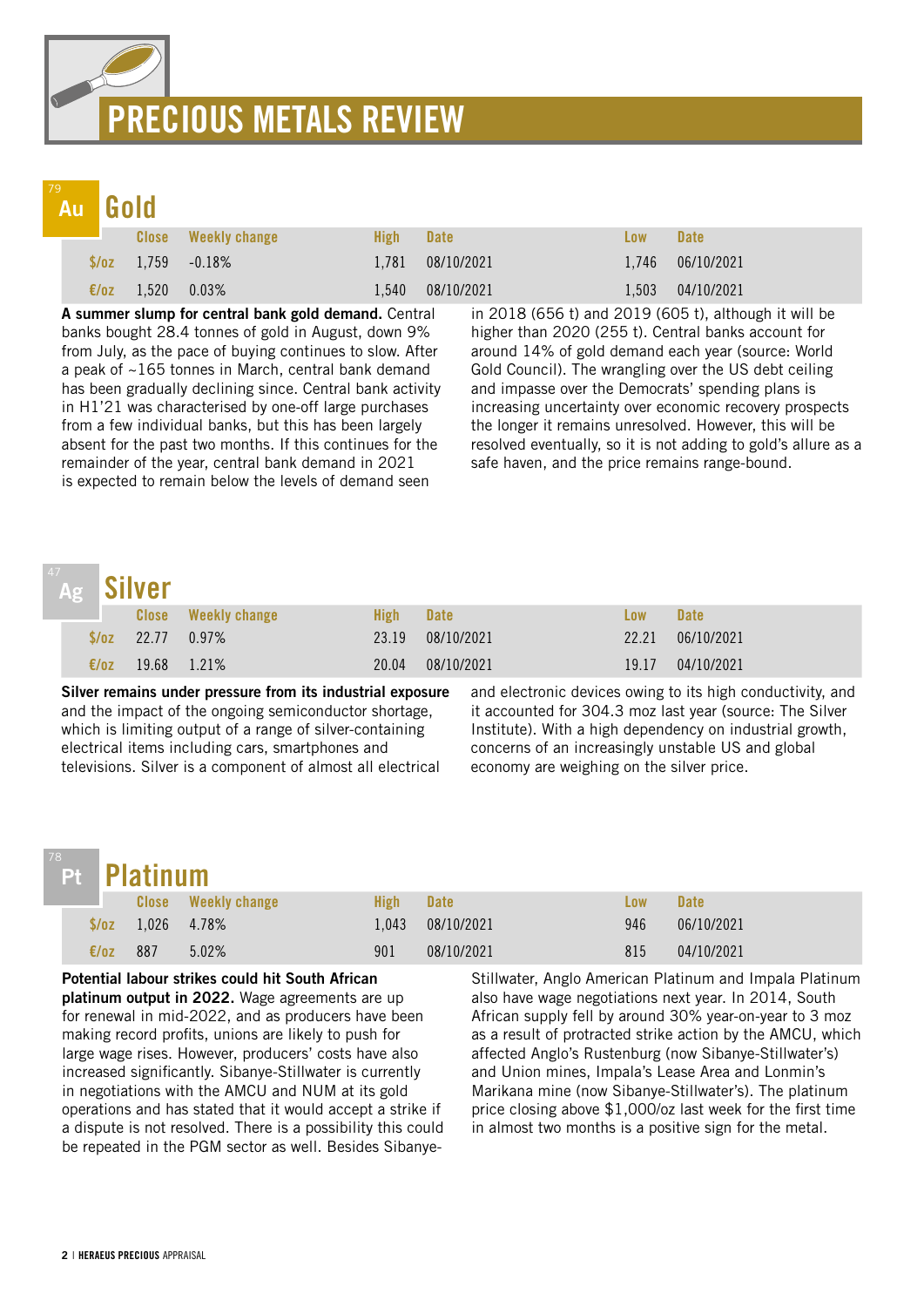# PRECIOUS METALS REVIEW

## Gold

| | Close | Weekly change | High | Date | Low | Date |
|---|---|---|---|---|---|---|
| $/oz | 1,759 | -0.18% | 1,781 | 08/10/2021 | 1,746 | 06/10/2021 |
| €/oz | 1,520 | 0.03% | 1,540 | 08/10/2021 | 1,503 | 04/10/2021 |

**A summer slump for central bank gold demand.** Central banks bought 28.4 tonnes of gold in August, down 9% from July, as the pace of buying continues to slow. After a peak of ~165 tonnes in March, central bank demand has been gradually declining since. Central bank activity in H1'21 was characterised by one-off large purchases from a few individual banks, but this has been largely absent for the past two months. If this continues for the remainder of the year, central bank demand in 2021 is expected to remain below the levels of demand seen in 2018 (656 t) and 2019 (605 t), although it will be higher than 2020 (255 t). Central banks account for around 14% of gold demand each year (source: World Gold Council). The wrangling over the US debt ceiling and impasse over the Democrats' spending plans is increasing uncertainty over economic recovery prospects the longer it remains unresolved. However, this will be resolved eventually, so it is not adding to gold's allure as a safe haven, and the price remains range-bound.

## Silver

| | Close | Weekly change | High | Date | Low | Date |
|---|---|---|---|---|---|---|
| $/oz | 22.77 | 0.97% | 23.19 | 08/10/2021 | 22.21 | 06/10/2021 |
| €/oz | 19.68 | 1.21% | 20.04 | 08/10/2021 | 19.17 | 04/10/2021 |

**Silver remains under pressure from its industrial exposure** and the impact of the ongoing semiconductor shortage, which is limiting output of a range of silver-containing electrical items including cars, smartphones and televisions. Silver is a component of almost all electrical and electronic devices owing to its high conductivity, and it accounted for 304.3 moz last year (source: The Silver Institute). With a high dependency on industrial growth, concerns of an increasingly unstable US and global economy are weighing on the silver price.

## Platinum

| | Close | Weekly change | High | Date | Low | Date |
|---|---|---|---|---|---|---|
| $/oz | 1,026 | 4.78% | 1,043 | 08/10/2021 | 946 | 06/10/2021 |
| €/oz | 887 | 5.02% | 901 | 08/10/2021 | 815 | 04/10/2021 |

**Potential labour strikes could hit South African platinum output in 2022.** Wage agreements are up for renewal in mid-2022, and as producers have been making record profits, unions are likely to push for large wage rises. However, producers' costs have also increased significantly. Sibanye-Stillwater is currently in negotiations with the AMCU and NUM at its gold operations and has stated that it would accept a strike if a dispute is not resolved. There is a possibility this could be repeated in the PGM sector as well. Besides Sibanye-Stillwater, Anglo American Platinum and Impala Platinum also have wage negotiations next year. In 2014, South African supply fell by around 30% year-on-year to 3 moz as a result of protracted strike action by the AMCU, which affected Anglo's Rustenburg (now Sibanye-Stillwater's) and Union mines, Impala's Lease Area and Lonmin's Marikana mine (now Sibanye-Stillwater's). The platinum price closing above $1,000/oz last week for the first time in almost two months is a positive sign for the metal.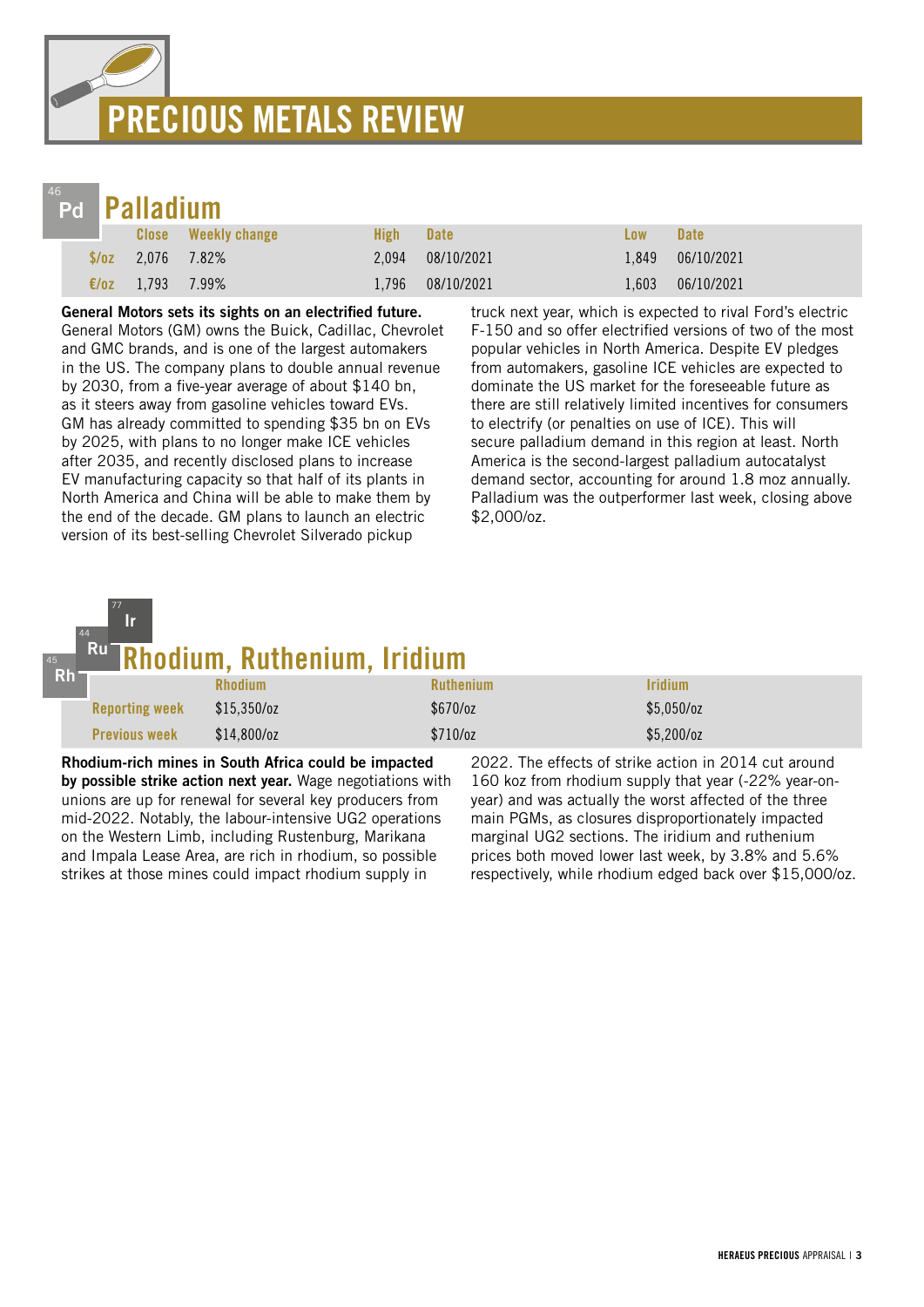# PRECIOUS METALS REVIEW

## Palladium

|  | Close | Weekly change | High | Date | Low | Date |
|---|---|---|---|---|---|---|
| $/oz | 2,076 | 7.82% | 2,094 | 08/10/2021 | 1,849 | 06/10/2021 |
| €/oz | 1,793 | 7.99% | 1,796 | 08/10/2021 | 1,603 | 06/10/2021 |

**General Motors sets its sights on an electrified future.** General Motors (GM) owns the Buick, Cadillac, Chevrolet and GMC brands, and is one of the largest automakers in the US. The company plans to double annual revenue by 2030, from a five-year average of about $140 bn, as it steers away from gasoline vehicles toward EVs. GM has already committed to spending $35 bn on EVs by 2025, with plans to no longer make ICE vehicles after 2035, and recently disclosed plans to increase EV manufacturing capacity so that half of its plants in North America and China will be able to make them by the end of the decade. GM plans to launch an electric version of its best-selling Chevrolet Silverado pickup truck next year, which is expected to rival Ford's electric F-150 and so offer electrified versions of two of the most popular vehicles in North America. Despite EV pledges from automakers, gasoline ICE vehicles are expected to dominate the US market for the foreseeable future as there are still relatively limited incentives for consumers to electrify (or penalties on use of ICE). This will secure palladium demand in this region at least. North America is the second-largest palladium autocatalyst demand sector, accounting for around 1.8 moz annually. Palladium was the outperformer last week, closing above $2,000/oz.

## Rhodium, Ruthenium, Iridium

|  | Rhodium | Ruthenium | Iridium |
|---|---|---|---|
| Reporting week | $15,350/oz | $670/oz | $5,050/oz |
| Previous week | $14,800/oz | $710/oz | $5,200/oz |

**Rhodium-rich mines in South Africa could be impacted by possible strike action next year.** Wage negotiations with unions are up for renewal for several key producers from mid-2022. Notably, the labour-intensive UG2 operations on the Western Limb, including Rustenburg, Marikana and Impala Lease Area, are rich in rhodium, so possible strikes at those mines could impact rhodium supply in 2022. The effects of strike action in 2014 cut around 160 koz from rhodium supply that year (-22% year-on-year) and was actually the worst affected of the three main PGMs, as closures disproportionately impacted marginal UG2 sections. The iridium and ruthenium prices both moved lower last week, by 3.8% and 5.6% respectively, while rhodium edged back over $15,000/oz.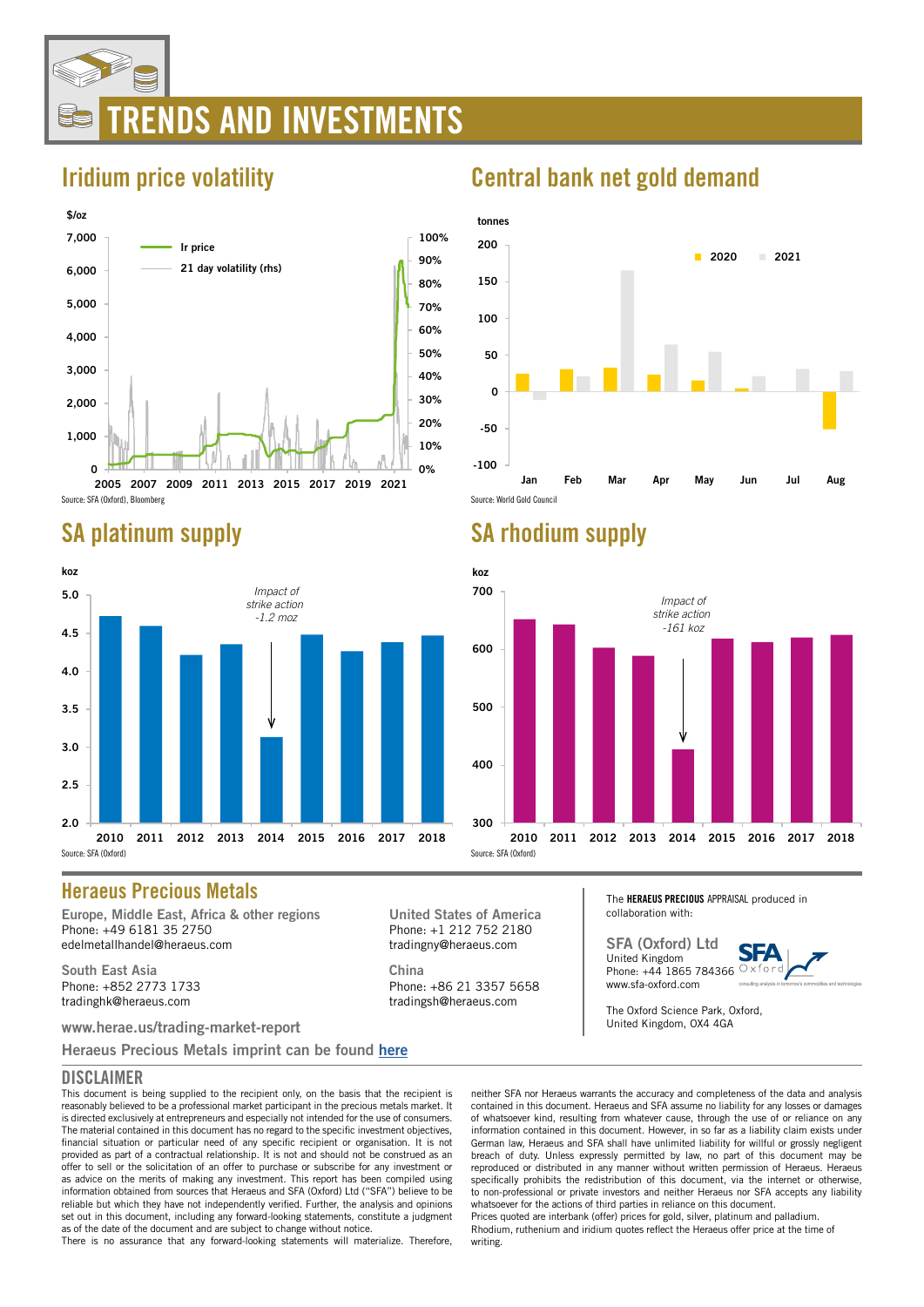# TRENDS AND INVESTMENTS

## Iridium price volatility

$/oz

7,000
6,000
5,000
4,000
3,000
2,000
1,000
0

100%
90%
80%
70%
60%
50%
40%
30%
20%
10%
0%

2005 2007 2009 2011 2013 2015 2017 2019 2021

Ir price

21 day volatility (rhs)

Source: SFA (Oxford), Bloomberg

## Central bank net gold demand

tonnes

200
150
100
50
0
-50
-100

Jan Feb Mar Apr May Jun Jul Aug

2020 2021

Source: World Gold Council

## SA platinum supply

koz

5.0
4.5
4.0
3.5
3.0
2.5
2.0

2010 2011 2012 2013 2014 2015 2016 2017 2018

*Impact of strike action -1.2 moz*

Source: SFA (Oxford)

## SA rhodium supply

koz

700
600
500
400
300

2010 2011 2012 2013 2014 2015 2016 2017 2018

*Impact of strike action -161 koz*

Source: SFA (Oxford)

## Heraeus Precious Metals

**Europe, Middle East, Africa & other regions**
Phone: +49 6181 35 2750
edelmetallhandel@heraeus.com

**South East Asia**
Phone: +852 2773 1733
tradinghk@heraeus.com

**United States of America**
Phone: +1 212 752 2180
tradingny@heraeus.com

**China**
Phone: +86 21 3357 5658
tradingsh@heraeus.com

www.herae.us/trading-market-report

Heraeus Precious Metals imprint can be found here

The **HERAEUS PRECIOUS** APPRAISAL produced in collaboration with:

**SFA (Oxford) Ltd**
United Kingdom
Phone: +44 1865 784366
www.sfa-oxford.com

The Oxford Science Park, Oxford,
United Kingdom, OX4 4GA

## DISCLAIMER

This document is being supplied to the recipient only, on the basis that the recipient is reasonably believed to be a professional market participant in the precious metals market. It is directed exclusively at entrepreneurs and especially not intended for the use of consumers. The material contained in this document has no regard to the specific investment objectives, financial situation or particular need of any specific recipient or organisation. It is not provided as part of a contractual relationship. It is not and should not be construed as an offer to sell or the solicitation of an offer to purchase or subscribe for any investment or as advice on the merits of making any investment. This report has been compiled using information obtained from sources that Heraeus and SFA (Oxford) Ltd ("SFA") believe to be reliable but which they have not independently verified. Further, the analysis and opinions set out in this document, including any forward-looking statements, constitute a judgment as of the date of the document and are subject to change without notice.
There is no assurance that any forward-looking statements will materialize. Therefore, neither SFA nor Heraeus warrants the accuracy and completeness of the data and analysis contained in this document. Heraeus and SFA assume no liability for any losses or damages of whatsoever kind, resulting from whatever cause, through the use of or reliance on any information contained in this document. However, in so far as a liability claim exists under German law, Heraeus and SFA shall have unlimited liability for willful or grossly negligent breach of duty. Unless expressly permitted by law, no part of this document may be reproduced or distributed in any manner without written permission of Heraeus. Heraeus specifically prohibits the redistribution of this document, via the internet or otherwise, to non-professional or private investors and neither Heraeus nor SFA accepts any liability whatsoever for the actions of third parties in reliance on this document.
Prices quoted are interbank (offer) prices for gold, silver, platinum and palladium.
Rhodium, ruthenium and iridium quotes reflect the Heraeus offer price at the time of writing.